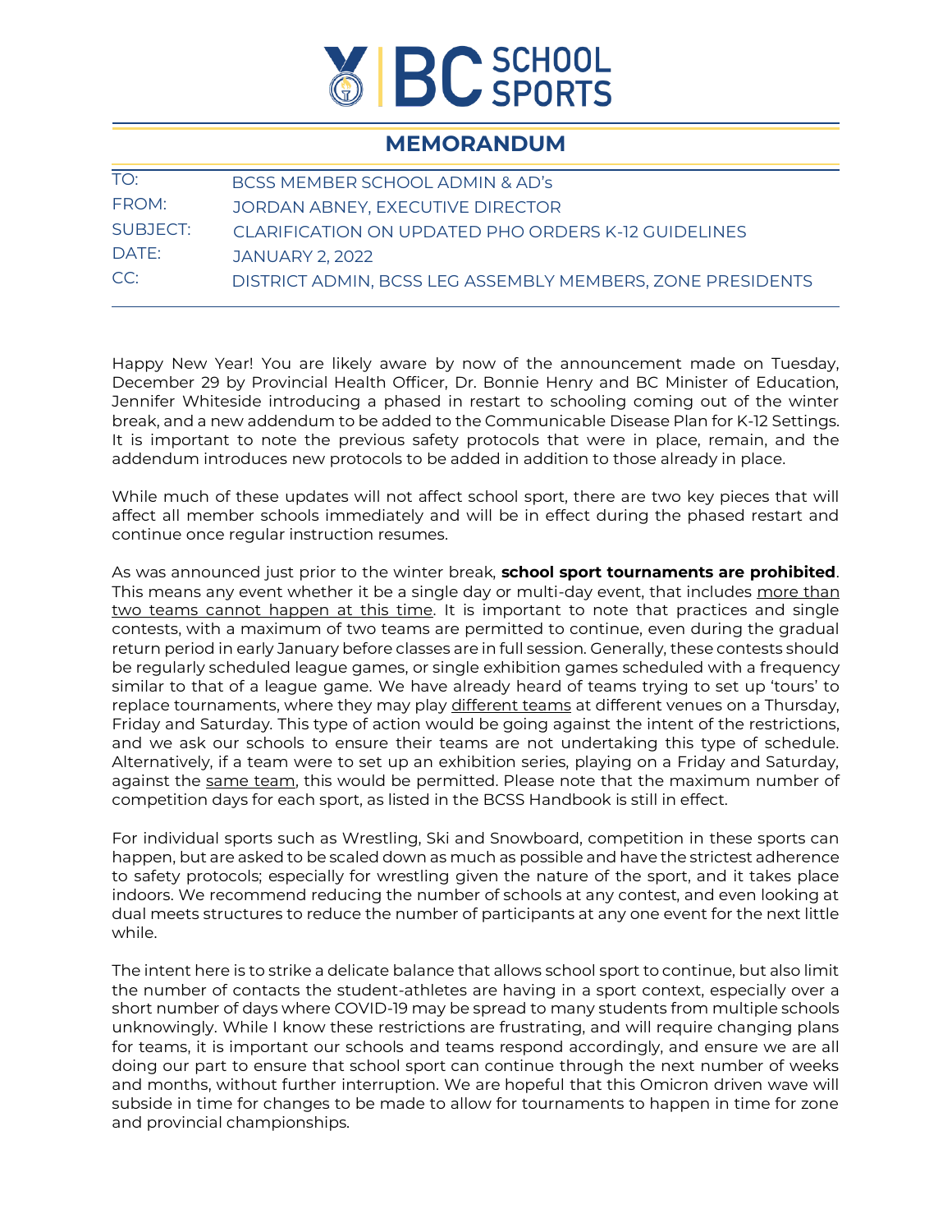BC SCHOOL SPORTS

## MEMORANDUM

| | |
|---|---|
| TO: | BCSS MEMBER SCHOOL ADMIN & AD's |
| FROM: | JORDAN ABNEY, EXECUTIVE DIRECTOR |
| SUBJECT: | CLARIFICATION ON UPDATED PHO ORDERS K-12 GUIDELINES |
| DATE: | JANUARY 2, 2022 |
| CC: | DISTRICT ADMIN, BCSS LEG ASSEMBLY MEMBERS, ZONE PRESIDENTS |

Happy New Year! You are likely aware by now of the announcement made on Tuesday, December 29 by Provincial Health Officer, Dr. Bonnie Henry and BC Minister of Education, Jennifer Whiteside introducing a phased in restart to schooling coming out of the winter break, and a new addendum to be added to the Communicable Disease Plan for K-12 Settings. It is important to note the previous safety protocols that were in place, remain, and the addendum introduces new protocols to be added in addition to those already in place.

While much of these updates will not affect school sport, there are two key pieces that will affect all member schools immediately and will be in effect during the phased restart and continue once regular instruction resumes.

As was announced just prior to the winter break, **school sport tournaments are prohibited**. This means any event whether it be a single day or multi-day event, that includes more than two teams cannot happen at this time. It is important to note that practices and single contests, with a maximum of two teams are permitted to continue, even during the gradual return period in early January before classes are in full session. Generally, these contests should be regularly scheduled league games, or single exhibition games scheduled with a frequency similar to that of a league game. We have already heard of teams trying to set up 'tours' to replace tournaments, where they may play different teams at different venues on a Thursday, Friday and Saturday. This type of action would be going against the intent of the restrictions, and we ask our schools to ensure their teams are not undertaking this type of schedule. Alternatively, if a team were to set up an exhibition series, playing on a Friday and Saturday, against the same team, this would be permitted. Please note that the maximum number of competition days for each sport, as listed in the BCSS Handbook is still in effect.

For individual sports such as Wrestling, Ski and Snowboard, competition in these sports can happen, but are asked to be scaled down as much as possible and have the strictest adherence to safety protocols; especially for wrestling given the nature of the sport, and it takes place indoors. We recommend reducing the number of schools at any contest, and even looking at dual meets structures to reduce the number of participants at any one event for the next little while.

The intent here is to strike a delicate balance that allows school sport to continue, but also limit the number of contacts the student-athletes are having in a sport context, especially over a short number of days where COVID-19 may be spread to many students from multiple schools unknowingly. While I know these restrictions are frustrating, and will require changing plans for teams, it is important our schools and teams respond accordingly, and ensure we are all doing our part to ensure that school sport can continue through the next number of weeks and months, without further interruption. We are hopeful that this Omicron driven wave will subside in time for changes to be made to allow for tournaments to happen in time for zone and provincial championships.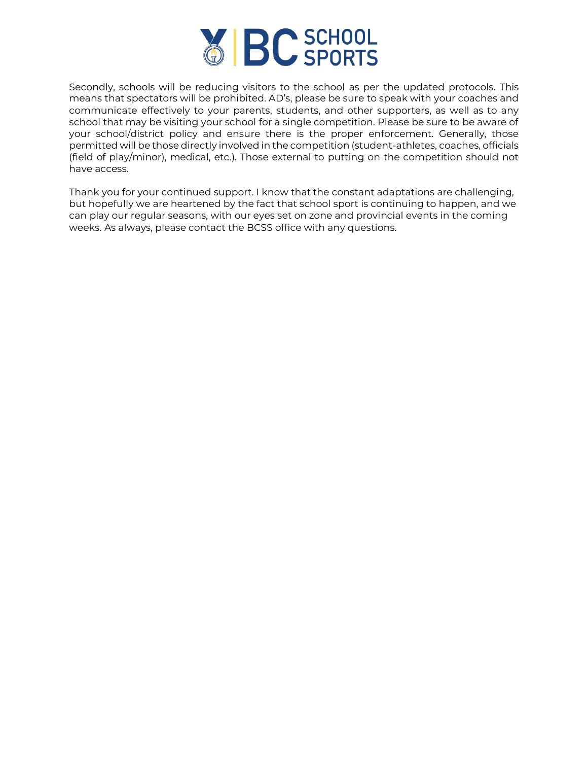Secondly, schools will be reducing visitors to the school as per the updated protocols. This means that spectators will be prohibited. AD's, please be sure to speak with your coaches and communicate effectively to your parents, students, and other supporters, as well as to any school that may be visiting your school for a single competition. Please be sure to be aware of your school/district policy and ensure there is the proper enforcement. Generally, those permitted will be those directly involved in the competition (student-athletes, coaches, officials (field of play/minor), medical, etc.). Those external to putting on the competition should not have access.

Thank you for your continued support. I know that the constant adaptations are challenging, but hopefully we are heartened by the fact that school sport is continuing to happen, and we can play our regular seasons, with our eyes set on zone and provincial events in the coming weeks. As always, please contact the BCSS office with any questions.